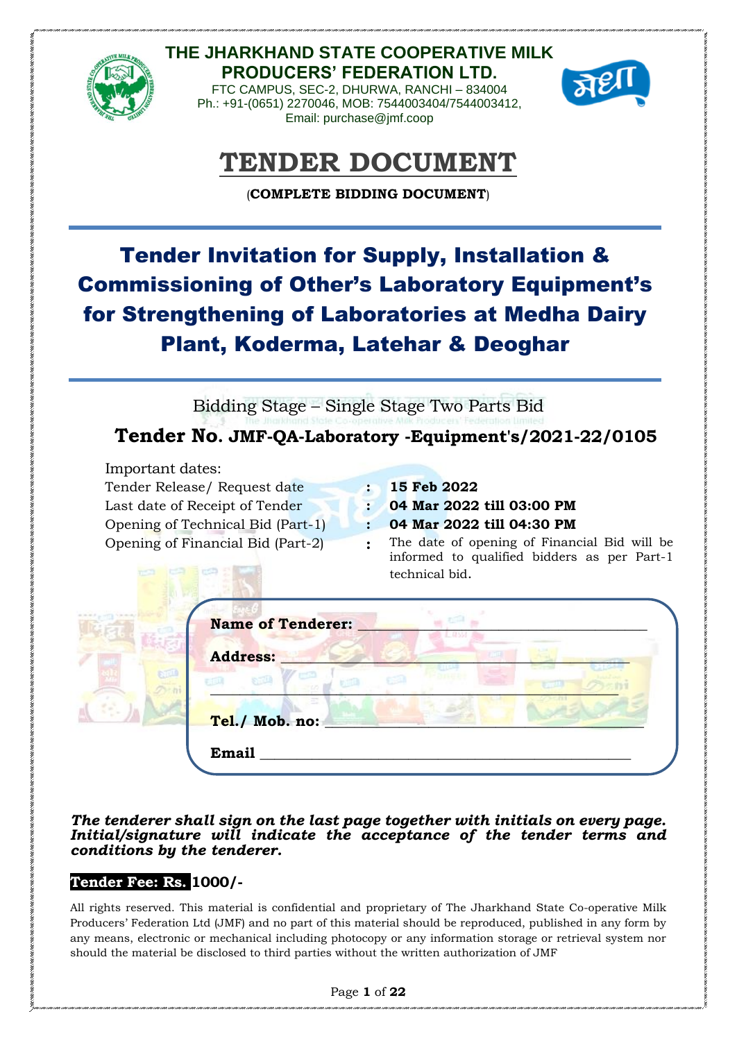# THE JHARKHAND STATE COOPERATIVE MILK PRODUCERS' FEDERATION LTD.

FTC CAMPUS, SEC-2, DHURWA, RANCHI – 834004
Ph.: +91-(0651) 2270046, MOB: 7544003404/7544003412,
Email: purchase@jmf.coop

# TENDER DOCUMENT

(**COMPLETE BIDDING DOCUMENT**)

## Tender Invitation for Supply, Installation & Commissioning of Other's Laboratory Equipment's for Strengthening of Laboratories at Medha Dairy Plant, Koderma, Latehar & Deoghar

Bidding Stage – Single Stage Two Parts Bid

### Tender No. JMF-QA-Laboratory -Equipment's/2021-22/0105

Important dates:

| | | |
|---|---|---|
| Tender Release/ Request date | : | **15 Feb 2022** |
| Last date of Receipt of Tender | : | **04 Mar 2022 till 03:00 PM** |
| Opening of Technical Bid (Part-1) | : | **04 Mar 2022 till 04:30 PM** |
| Opening of Financial Bid (Part-2) | : | The date of opening of Financial Bid will be informed to qualified bidders as per Part-1 technical bid. |

**Name of Tenderer:** ____________________________________

**Address:** ____________________________________

____________________________________

**Tel./ Mob. no:** ____________________________________

**Email** ____________________________________

***The tenderer shall sign on the last page together with initials on every page. Initial/signature will indicate the acceptance of the tender terms and conditions by the tenderer.***

**Tender Fee: Rs. 1000/-**

All rights reserved. This material is confidential and proprietary of The Jharkhand State Co-operative Milk Producers' Federation Ltd (JMF) and no part of this material should be reproduced, published in any form by any means, electronic or mechanical including photocopy or any information storage or retrieval system nor should the material be disclosed to third parties without the written authorization of JMF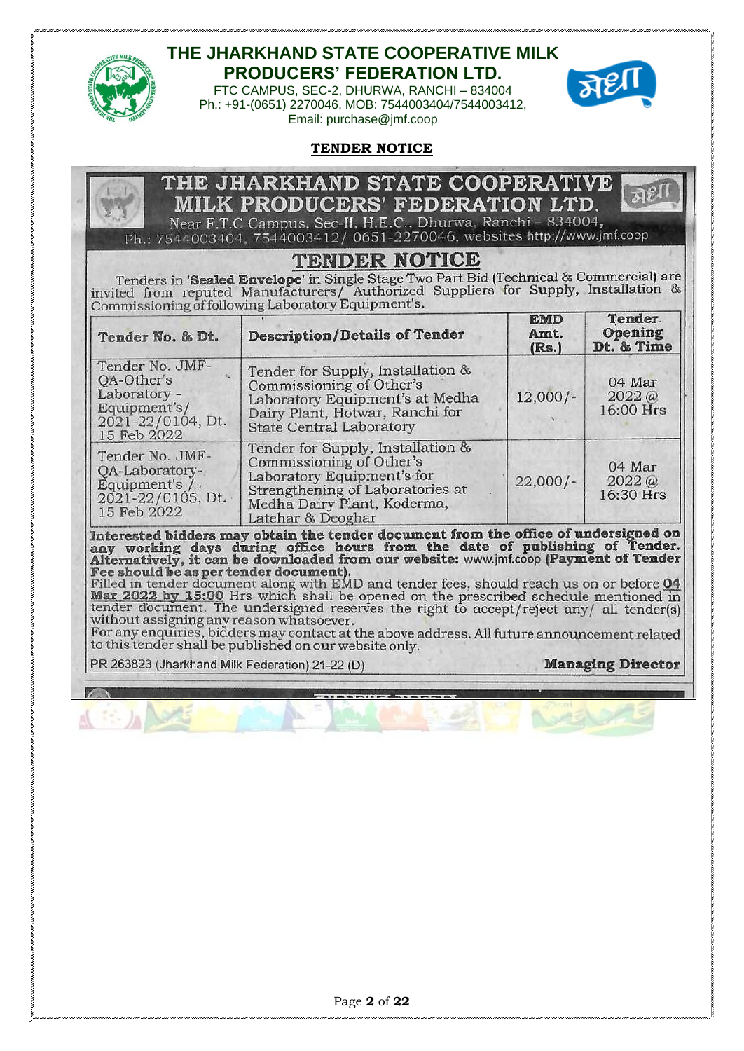# THE JHARKHAND STATE COOPERATIVE MILK PRODUCERS' FEDERATION LTD.

FTC CAMPUS, SEC-2, DHURWA, RANCHI – 834004
Ph.: +91-(0651) 2270046, MOB: 7544003404/7544003412,
Email: purchase@jmf.coop

## TENDER NOTICE

# THE JHARKHAND STATE COOPERATIVE MILK PRODUCERS' FEDERATION LTD.

Near F.T.C Campus, Sec-II, H.E.C., Dhurwa, Ranchi – 834004,
Ph.: 7544003404, 7544003412/ 0651-2270046, websites http://www.jmf.coop

## TENDER NOTICE

Tenders in '**Sealed Envelope**' in Single Stage Two Part Bid (Technical & Commercial) are invited from reputed Manufacturers/ Authorized Suppliers for Supply, Installation & Commissioning of following Laboratory Equipment's.

| Tender No. & Dt. | Description/Details of Tender | EMD Amt. (Rs.) | Tender Opening Dt. & Time |
|---|---|---|---|
| Tender No. JMF-QA-Other's Laboratory - Equipment's/ 2021-22/0104, Dt. 15 Feb 2022 | Tender for Supply, Installation & Commissioning of Other's Laboratory Equipment's at Medha Dairy Plant, Hotwar, Ranchi for State Central Laboratory | 12,000/- | 04 Mar 2022 @ 16:00 Hrs |
| Tender No. JMF-QA-Laboratory-Equipment's / 2021-22/0105, Dt. 15 Feb 2022 | Tender for Supply, Installation & Commissioning of Other's Laboratory Equipment's for Strengthening of Laboratories at Medha Dairy Plant, Koderma, Latehar & Deoghar | 22,000/- | 04 Mar 2022 @ 16:30 Hrs |

**Interested bidders may obtain the tender document from the office of undersigned on any working days during office hours from the date of publishing of Tender. Alternatively, it can be downloaded from our website:** www.jmf.coop **(Payment of Tender Fee should be as per tender document).**

Filled in tender document along with EMD and tender fees, should reach us on or before **04 Mar 2022 by 15:00** Hrs which shall be opened on the prescribed schedule mentioned in tender document. The undersigned reserves the right to accept/reject any/ all tender(s) without assigning any reason whatsoever.

For any enquiries, bidders may contact at the above address. All future announcement related to this tender shall be published on our website only.

PR 263823 (Jharkhand Milk Federation) 21-22 (D) **Managing Director**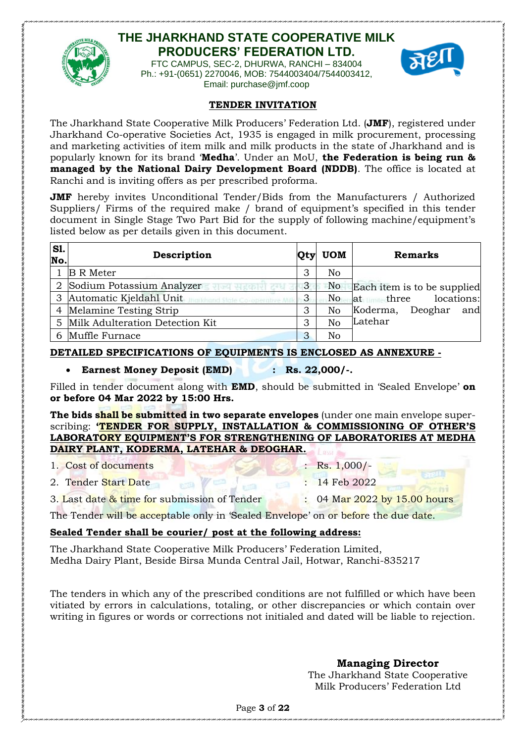# THE JHARKHAND STATE COOPERATIVE MILK PRODUCERS' FEDERATION LTD.

FTC CAMPUS, SEC-2, DHURWA, RANCHI – 834004
Ph.: +91-(0651) 2270046, MOB: 7544003404/7544003412,
Email: purchase@jmf.coop

## TENDER INVITATION

The Jharkhand State Cooperative Milk Producers' Federation Ltd. (**JMF**), registered under Jharkhand Co-operative Societies Act, 1935 is engaged in milk procurement, processing and marketing activities of item milk and milk products in the state of Jharkhand and is popularly known for its brand '**Medha**'. Under an MoU, **the Federation is being run & managed by the National Dairy Development Board (NDDB)**. The office is located at Ranchi and is inviting offers as per prescribed proforma.

**JMF** hereby invites Unconditional Tender/Bids from the Manufacturers / Authorized Suppliers/ Firms of the required make / brand of equipment's specified in this tender document in Single Stage Two Part Bid for the supply of following machine/equipment's listed below as per details given in this document.

| Sl. No. | Description | Qty | UOM | Remarks |
|---|---|---|---|---|
| 1 | B R Meter | 3 | No | Each item is to be supplied at three locations: Koderma, Deoghar and Latehar |
| 2 | Sodium Potassium Analyzer | 3 | No | |
| 3 | Automatic Kjeldahl Unit | 3 | No | |
| 4 | Melamine Testing Strip | 3 | No | |
| 5 | Milk Adulteration Detection Kit | 3 | No | |
| 6 | Muffle Furnace | 3 | No | |

**DETAILED SPECIFICATIONS OF EQUIPMENTS IS ENCLOSED AS ANNEXURE -**

- **Earnest Money Deposit (EMD) : Rs. 22,000/-.**

Filled in tender document along with **EMD**, should be submitted in 'Sealed Envelope' **on or before 04 Mar 2022 by 15:00 Hrs.**

**The bids shall be submitted in two separate envelopes** (under one main envelope super-scribing: **'TENDER FOR SUPPLY, INSTALLATION & COMMISSIONING OF OTHER'S LABORATORY EQUIPMENT'S FOR STRENGTHENING OF LABORATORIES AT MEDHA DAIRY PLANT, KODERMA, LATEHAR & DEOGHAR.**

1. Cost of documents : Rs. 1,000/-
2. Tender Start Date : 14 Feb 2022
3. Last date & time for submission of Tender : 04 Mar 2022 by 15.00 hours

The Tender will be acceptable only in 'Sealed Envelope' on or before the due date.

**Sealed Tender shall be courier/ post at the following address:**

The Jharkhand State Cooperative Milk Producers' Federation Limited,
Medha Dairy Plant, Beside Birsa Munda Central Jail, Hotwar, Ranchi-835217

The tenders in which any of the prescribed conditions are not fulfilled or which have been vitiated by errors in calculations, totaling, or other discrepancies or which contain over writing in figures or words or corrections not initialed and dated will be liable to rejection.

**Managing Director**
The Jharkhand State Cooperative Milk Producers' Federation Ltd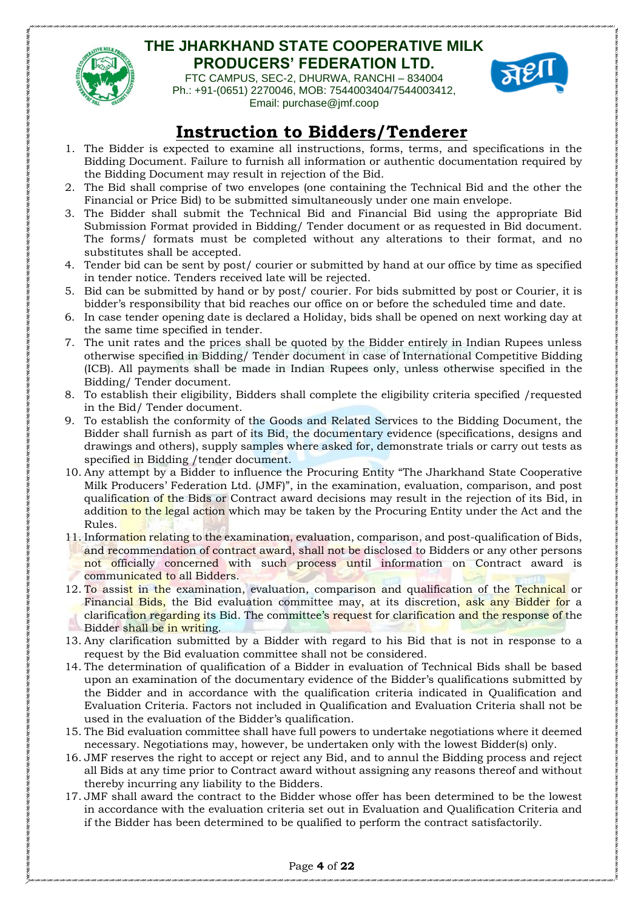# THE JHARKHAND STATE COOPERATIVE MILK PRODUCERS' FEDERATION LTD.

FTC CAMPUS, SEC-2, DHURWA, RANCHI – 834004
Ph.: +91-(0651) 2270046, MOB: 7544003404/7544003412,
Email: purchase@jmf.coop

## Instruction to Bidders/Tenderer

1. The Bidder is expected to examine all instructions, forms, terms, and specifications in the Bidding Document. Failure to furnish all information or authentic documentation required by the Bidding Document may result in rejection of the Bid.
2. The Bid shall comprise of two envelopes (one containing the Technical Bid and the other the Financial or Price Bid) to be submitted simultaneously under one main envelope.
3. The Bidder shall submit the Technical Bid and Financial Bid using the appropriate Bid Submission Format provided in Bidding/ Tender document or as requested in Bid document. The forms/ formats must be completed without any alterations to their format, and no substitutes shall be accepted.
4. Tender bid can be sent by post/ courier or submitted by hand at our office by time as specified in tender notice. Tenders received late will be rejected.
5. Bid can be submitted by hand or by post/ courier. For bids submitted by post or Courier, it is bidder's responsibility that bid reaches our office on or before the scheduled time and date.
6. In case tender opening date is declared a Holiday, bids shall be opened on next working day at the same time specified in tender.
7. The unit rates and the prices shall be quoted by the Bidder entirely in Indian Rupees unless otherwise specified in Bidding/ Tender document in case of International Competitive Bidding (ICB). All payments shall be made in Indian Rupees only, unless otherwise specified in the Bidding/ Tender document.
8. To establish their eligibility, Bidders shall complete the eligibility criteria specified /requested in the Bid/ Tender document.
9. To establish the conformity of the Goods and Related Services to the Bidding Document, the Bidder shall furnish as part of its Bid, the documentary evidence (specifications, designs and drawings and others), supply samples where asked for, demonstrate trials or carry out tests as specified in Bidding /tender document.
10. Any attempt by a Bidder to influence the Procuring Entity "The Jharkhand State Cooperative Milk Producers' Federation Ltd. (JMF)", in the examination, evaluation, comparison, and post qualification of the Bids or Contract award decisions may result in the rejection of its Bid, in addition to the legal action which may be taken by the Procuring Entity under the Act and the Rules.
11. Information relating to the examination, evaluation, comparison, and post-qualification of Bids, and recommendation of contract award, shall not be disclosed to Bidders or any other persons not officially concerned with such process until information on Contract award is communicated to all Bidders.
12. To assist in the examination, evaluation, comparison and qualification of the Technical or Financial Bids, the Bid evaluation committee may, at its discretion, ask any Bidder for a clarification regarding its Bid. The committee's request for clarification and the response of the Bidder shall be in writing.
13. Any clarification submitted by a Bidder with regard to his Bid that is not in response to a request by the Bid evaluation committee shall not be considered.
14. The determination of qualification of a Bidder in evaluation of Technical Bids shall be based upon an examination of the documentary evidence of the Bidder's qualifications submitted by the Bidder and in accordance with the qualification criteria indicated in Qualification and Evaluation Criteria. Factors not included in Qualification and Evaluation Criteria shall not be used in the evaluation of the Bidder's qualification.
15. The Bid evaluation committee shall have full powers to undertake negotiations where it deemed necessary. Negotiations may, however, be undertaken only with the lowest Bidder(s) only.
16. JMF reserves the right to accept or reject any Bid, and to annul the Bidding process and reject all Bids at any time prior to Contract award without assigning any reasons thereof and without thereby incurring any liability to the Bidders.
17. JMF shall award the contract to the Bidder whose offer has been determined to be the lowest in accordance with the evaluation criteria set out in Evaluation and Qualification Criteria and if the Bidder has been determined to be qualified to perform the contract satisfactorily.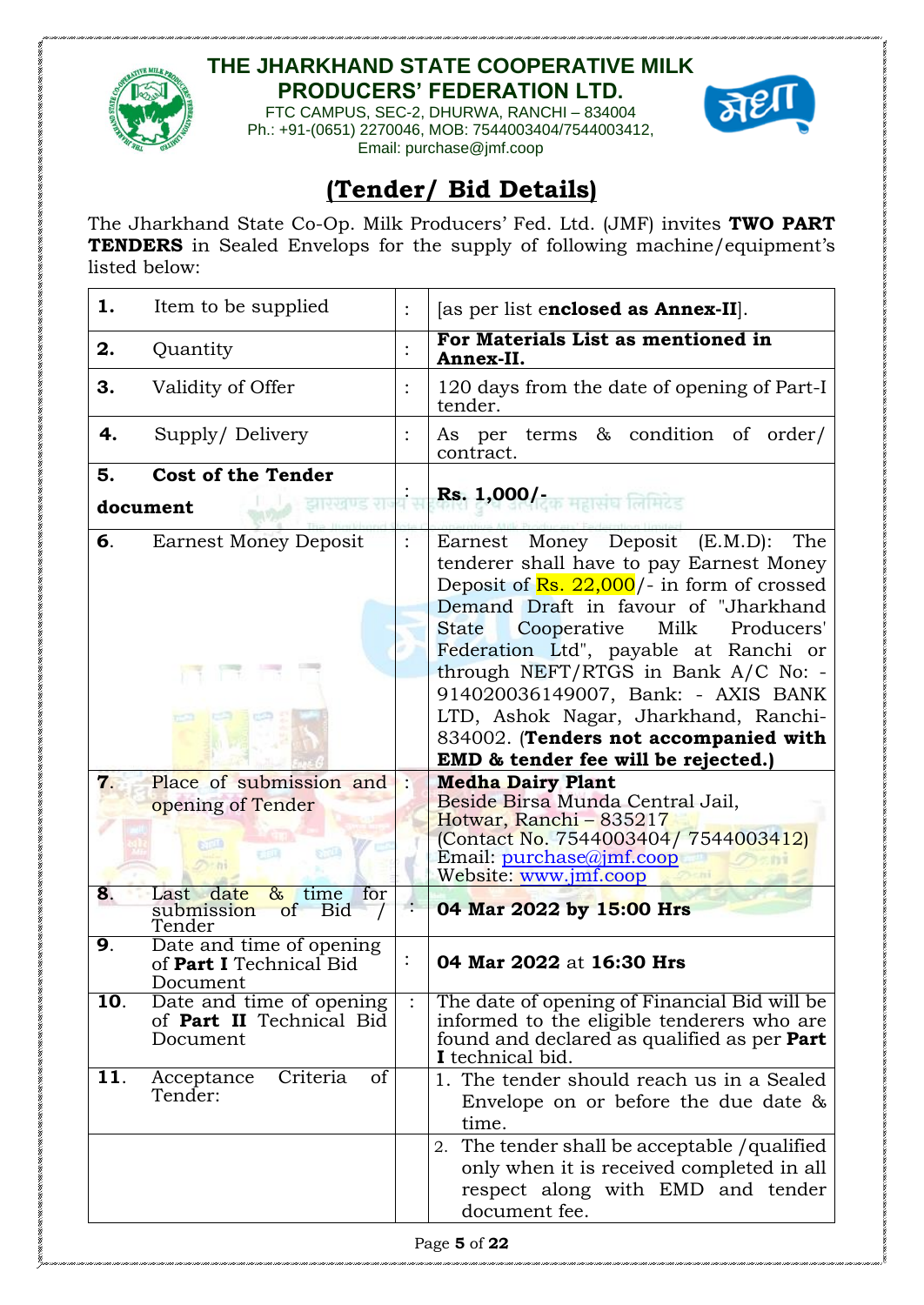# THE JHARKHAND STATE COOPERATIVE MILK PRODUCERS' FEDERATION LTD.

FTC CAMPUS, SEC-2, DHURWA, RANCHI – 834004
Ph.: +91-(0651) 2270046, MOB: 7544003404/7544003412,
Email: purchase@jmf.coop

## (Tender/ Bid Details)

The Jharkhand State Co-Op. Milk Producers' Fed. Ltd. (JMF) invites **TWO PART TENDERS** in Sealed Envelops for the supply of following machine/equipment's listed below:

| | | |
|---|---|---|
| **1.** Item to be supplied | : | [as per list e**nclosed as Annex-II**]. |
| **2.** Quantity | : | **For Materials List as mentioned in Annex-II.** |
| **3.** Validity of Offer | : | 120 days from the date of opening of Part-I tender. |
| **4.** Supply/ Delivery | : | As per terms & condition of order/ contract. |
| **5. Cost of the Tender document** | : | **Rs. 1,000/-** |
| **6.** Earnest Money Deposit | : | Earnest Money Deposit (E.M.D): The tenderer shall have to pay Earnest Money Deposit of Rs. 22,000/- in form of crossed Demand Draft in favour of "Jharkhand State Cooperative Milk Producers' Federation Ltd", payable at Ranchi or through NEFT/RTGS in Bank A/C No: - 914020036149007, Bank: - AXIS BANK LTD, Ashok Nagar, Jharkhand, Ranchi-834002. (**Tenders not accompanied with EMD & tender fee will be rejected.)** |
| **7.** Place of submission and opening of Tender | : | **Medha Dairy Plant**<br>Beside Birsa Munda Central Jail, Hotwar, Ranchi – 835217<br>(Contact No. 7544003404/ 7544003412)<br>Email: purchase@jmf.coop<br>Website: www.jmf.coop |
| **8.** Last date & time for submission of Bid / Tender | : | **04 Mar 2022 by 15:00 Hrs** |
| **9.** Date and time of opening of **Part I** Technical Bid Document | : | **04 Mar 2022** at **16:30 Hrs** |
| **10.** Date and time of opening of **Part II** Technical Bid Document | : | The date of opening of Financial Bid will be informed to the eligible tenderers who are found and declared as qualified as per **Part I** technical bid. |
| **11.** Acceptance Criteria of Tender: | | 1. The tender should reach us in a Sealed Envelope on or before the due date & time. |
| | | 2. The tender shall be acceptable /qualified only when it is received completed in all respect along with EMD and tender document fee. |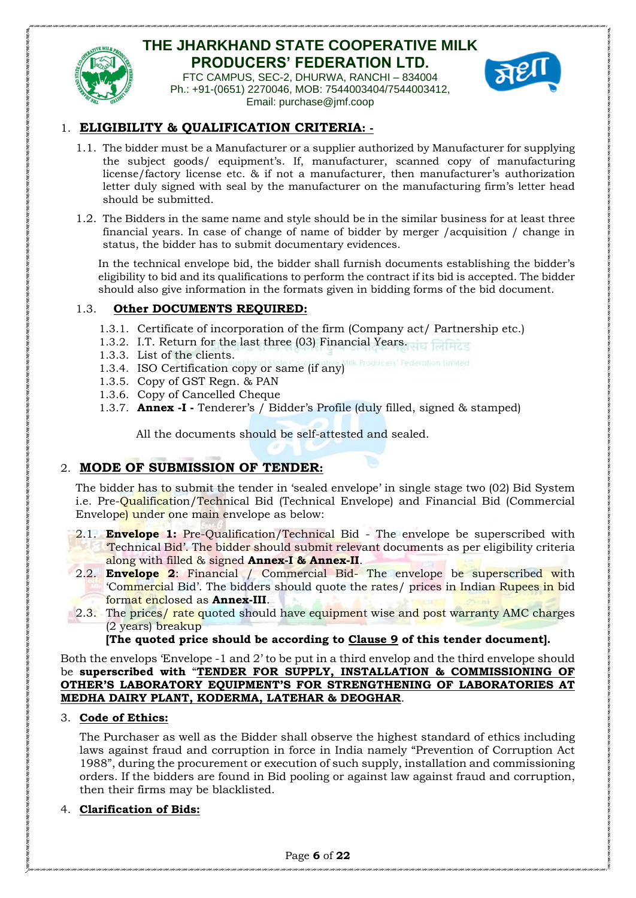## 1. ELIGIBILITY & QUALIFICATION CRITERIA: -

1.1. The bidder must be a Manufacturer or a supplier authorized by Manufacturer for supplying the subject goods/ equipment's. If, manufacturer, scanned copy of manufacturing license/factory license etc. & if not a manufacturer, then manufacturer's authorization letter duly signed with seal by the manufacturer on the manufacturing firm's letter head should be submitted.

1.2. The Bidders in the same name and style should be in the similar business for at least three financial years. In case of change of name of bidder by merger /acquisition / change in status, the bidder has to submit documentary evidences.

In the technical envelope bid, the bidder shall furnish documents establishing the bidder's eligibility to bid and its qualifications to perform the contract if its bid is accepted. The bidder should also give information in the formats given in bidding forms of the bid document.

### 1.3. Other DOCUMENTS REQUIRED:

1.3.1. Certificate of incorporation of the firm (Company act/ Partnership etc.)
1.3.2. I.T. Return for the last three (03) Financial Years.
1.3.3. List of the clients.
1.3.4. ISO Certification copy or same (if any)
1.3.5. Copy of GST Regn. & PAN
1.3.6. Copy of Cancelled Cheque
1.3.7. **Annex -I -** Tenderer's / Bidder's Profile (duly filled, signed & stamped)

All the documents should be self-attested and sealed.

## 2. MODE OF SUBMISSION OF TENDER:

The bidder has to submit the tender in 'sealed envelope' in single stage two (02) Bid System i.e. Pre-Qualification/Technical Bid (Technical Envelope) and Financial Bid (Commercial Envelope) under one main envelope as below:

2.1. **Envelope 1:** Pre-Qualification/Technical Bid - The envelope be superscribed with 'Technical Bid'. The bidder should submit relevant documents as per eligibility criteria along with filled & signed **Annex-I & Annex-II**.

2.2. **Envelope 2**: Financial / Commercial Bid- The envelope be superscribed with 'Commercial Bid'. The bidders should quote the rates/ prices in Indian Rupees in bid format enclosed as **Annex-III**.

2.3. The prices/ rate quoted should have equipment wise and post warranty AMC charges (2 years) breakup

**[The quoted price should be according to Clause 9 of this tender document].**

Both the envelops 'Envelope -1 and 2' to be put in a third envelop and the third envelope should be **superscribed with "TENDER FOR SUPPLY, INSTALLATION & COMMISSIONING OF OTHER'S LABORATORY EQUIPMENT'S FOR STRENGTHENING OF LABORATORIES AT MEDHA DAIRY PLANT, KODERMA, LATEHAR & DEOGHAR**.

## 3. Code of Ethics:

The Purchaser as well as the Bidder shall observe the highest standard of ethics including laws against fraud and corruption in force in India namely "Prevention of Corruption Act 1988", during the procurement or execution of such supply, installation and commissioning orders. If the bidders are found in Bid pooling or against law against fraud and corruption, then their firms may be blacklisted.

## 4. Clarification of Bids: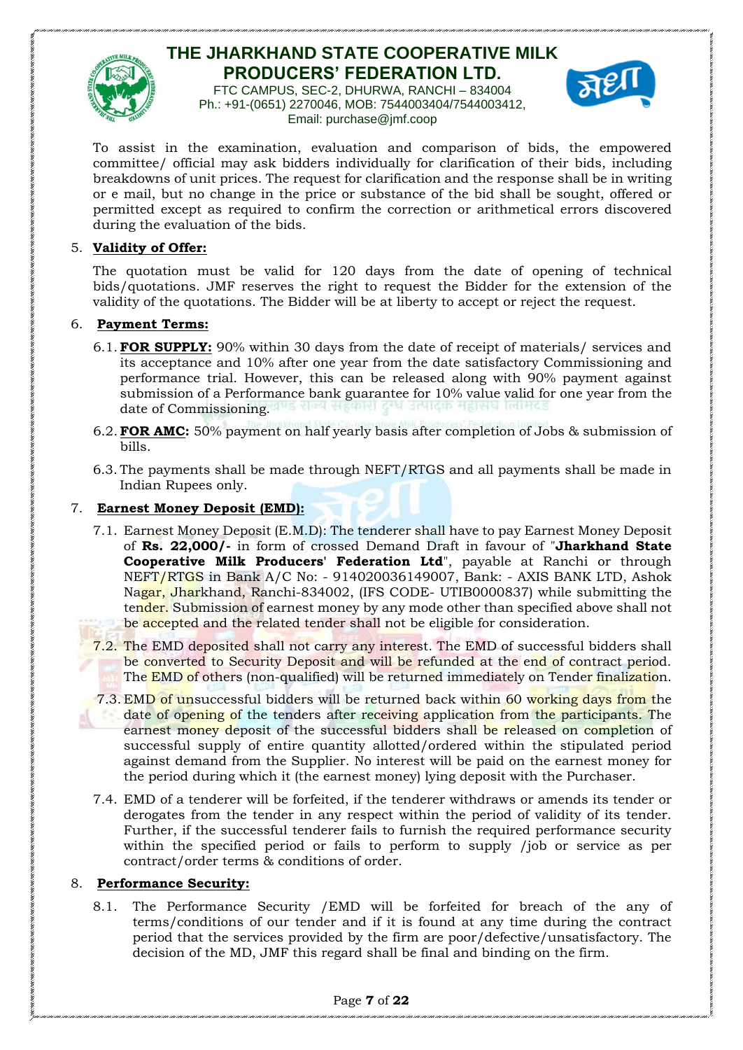To assist in the examination, evaluation and comparison of bids, the empowered committee/ official may ask bidders individually for clarification of their bids, including breakdowns of unit prices. The request for clarification and the response shall be in writing or e mail, but no change in the price or substance of the bid shall be sought, offered or permitted except as required to confirm the correction or arithmetical errors discovered during the evaluation of the bids.

5. **Validity of Offer:**

The quotation must be valid for 120 days from the date of opening of technical bids/quotations. JMF reserves the right to request the Bidder for the extension of the validity of the quotations. The Bidder will be at liberty to accept or reject the request.

6. **Payment Terms:**

6.1. **FOR SUPPLY:** 90% within 30 days from the date of receipt of materials/ services and its acceptance and 10% after one year from the date satisfactory Commissioning and performance trial. However, this can be released along with 90% payment against submission of a Performance bank guarantee for 10% value valid for one year from the date of Commissioning.

6.2. **FOR AMC:** 50% payment on half yearly basis after completion of Jobs & submission of bills.

6.3. The payments shall be made through NEFT/RTGS and all payments shall be made in Indian Rupees only.

7. **Earnest Money Deposit (EMD):**

7.1. Earnest Money Deposit (E.M.D): The tenderer shall have to pay Earnest Money Deposit of **Rs. 22,000/-** in form of crossed Demand Draft in favour of "**Jharkhand State Cooperative Milk Producers' Federation Ltd**", payable at Ranchi or through NEFT/RTGS in Bank A/C No: - 914020036149007, Bank: - AXIS BANK LTD, Ashok Nagar, Jharkhand, Ranchi-834002, (IFS CODE- UTIB0000837) while submitting the tender. Submission of earnest money by any mode other than specified above shall not be accepted and the related tender shall not be eligible for consideration.

7.2. The EMD deposited shall not carry any interest. The EMD of successful bidders shall be converted to Security Deposit and will be refunded at the end of contract period. The EMD of others (non-qualified) will be returned immediately on Tender finalization.

7.3. EMD of unsuccessful bidders will be returned back within 60 working days from the date of opening of the tenders after receiving application from the participants. The earnest money deposit of the successful bidders shall be released on completion of successful supply of entire quantity allotted/ordered within the stipulated period against demand from the Supplier. No interest will be paid on the earnest money for the period during which it (the earnest money) lying deposit with the Purchaser.

7.4. EMD of a tenderer will be forfeited, if the tenderer withdraws or amends its tender or derogates from the tender in any respect within the period of validity of its tender. Further, if the successful tenderer fails to furnish the required performance security within the specified period or fails to perform to supply /job or service as per contract/order terms & conditions of order.

8. **Performance Security:**

8.1. The Performance Security /EMD will be forfeited for breach of the any of terms/conditions of our tender and if it is found at any time during the contract period that the services provided by the firm are poor/defective/unsatisfactory. The decision of the MD, JMF this regard shall be final and binding on the firm.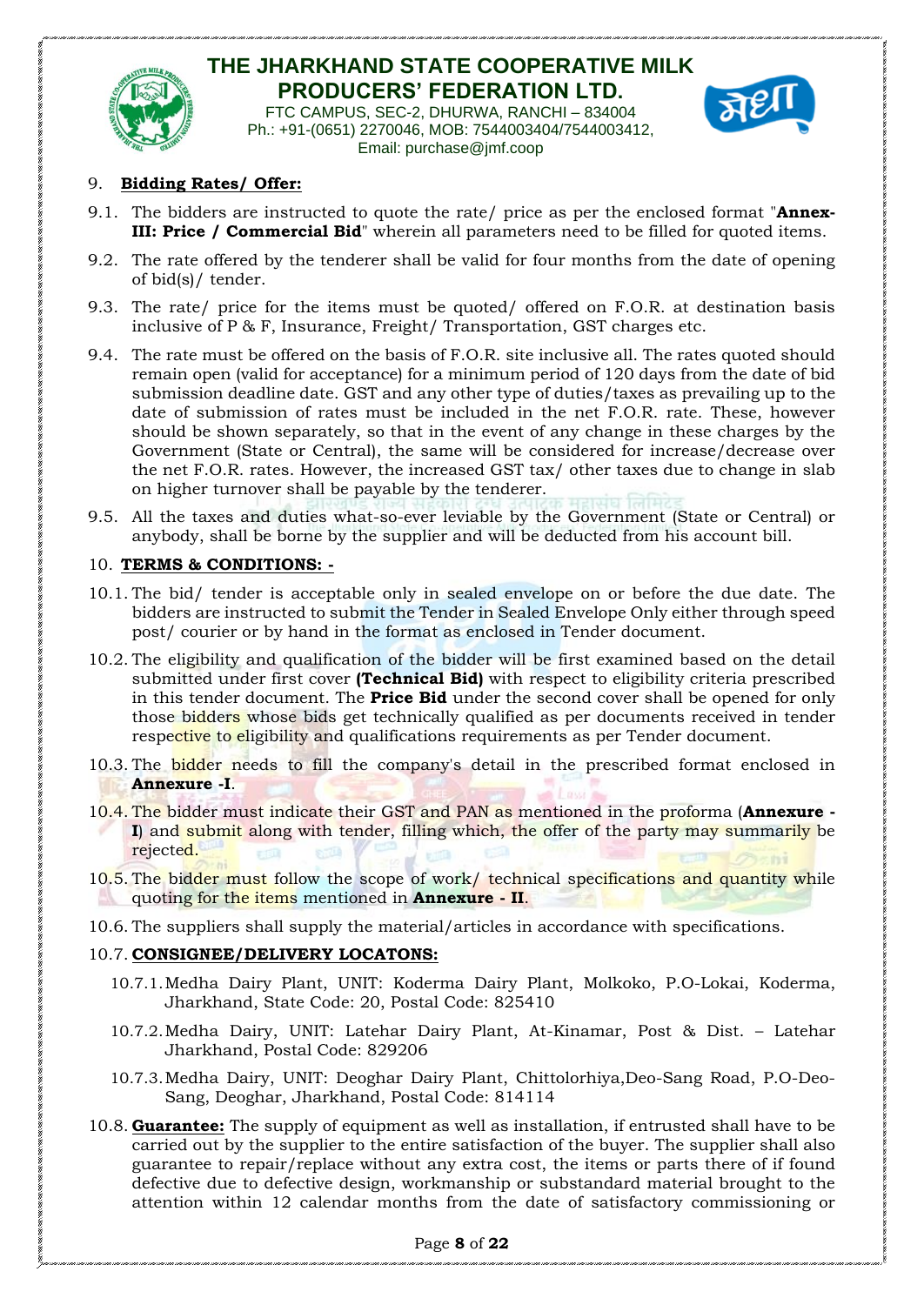9. **Bidding Rates/ Offer:**

9.1. The bidders are instructed to quote the rate/ price as per the enclosed format "**Annex-III: Price / Commercial Bid**" wherein all parameters need to be filled for quoted items.

9.2. The rate offered by the tenderer shall be valid for four months from the date of opening of bid(s)/ tender.

9.3. The rate/ price for the items must be quoted/ offered on F.O.R. at destination basis inclusive of P & F, Insurance, Freight/ Transportation, GST charges etc.

9.4. The rate must be offered on the basis of F.O.R. site inclusive all. The rates quoted should remain open (valid for acceptance) for a minimum period of 120 days from the date of bid submission deadline date. GST and any other type of duties/taxes as prevailing up to the date of submission of rates must be included in the net F.O.R. rate. These, however should be shown separately, so that in the event of any change in these charges by the Government (State or Central), the same will be considered for increase/decrease over the net F.O.R. rates. However, the increased GST tax/ other taxes due to change in slab on higher turnover shall be payable by the tenderer.

9.5. All the taxes and duties what-so-ever leviable by the Government (State or Central) or anybody, shall be borne by the supplier and will be deducted from his account bill.

10. **TERMS & CONDITIONS: -**

10.1. The bid/ tender is acceptable only in sealed envelope on or before the due date. The bidders are instructed to submit the Tender in Sealed Envelope Only either through speed post/ courier or by hand in the format as enclosed in Tender document.

10.2. The eligibility and qualification of the bidder will be first examined based on the detail submitted under first cover **(Technical Bid)** with respect to eligibility criteria prescribed in this tender document. The **Price Bid** under the second cover shall be opened for only those bidders whose bids get technically qualified as per documents received in tender respective to eligibility and qualifications requirements as per Tender document.

10.3. The bidder needs to fill the company's detail in the prescribed format enclosed in **Annexure -I**.

10.4. The bidder must indicate their GST and PAN as mentioned in the proforma (**Annexure -I**) and submit along with tender, filling which, the offer of the party may summarily be rejected.

10.5. The bidder must follow the scope of work/ technical specifications and quantity while quoting for the items mentioned in **Annexure - II**.

10.6. The suppliers shall supply the material/articles in accordance with specifications.

10.7. **CONSIGNEE/DELIVERY LOCATONS:**

10.7.1. Medha Dairy Plant, UNIT: Koderma Dairy Plant, Molkoko, P.O-Lokai, Koderma, Jharkhand, State Code: 20, Postal Code: 825410

10.7.2. Medha Dairy, UNIT: Latehar Dairy Plant, At-Kinamar, Post & Dist. – Latehar Jharkhand, Postal Code: 829206

10.7.3. Medha Dairy, UNIT: Deoghar Dairy Plant, Chittolorhiya,Deo-Sang Road, P.O-Deo-Sang, Deoghar, Jharkhand, Postal Code: 814114

10.8. **Guarantee:** The supply of equipment as well as installation, if entrusted shall have to be carried out by the supplier to the entire satisfaction of the buyer. The supplier shall also guarantee to repair/replace without any extra cost, the items or parts there of if found defective due to defective design, workmanship or substandard material brought to the attention within 12 calendar months from the date of satisfactory commissioning or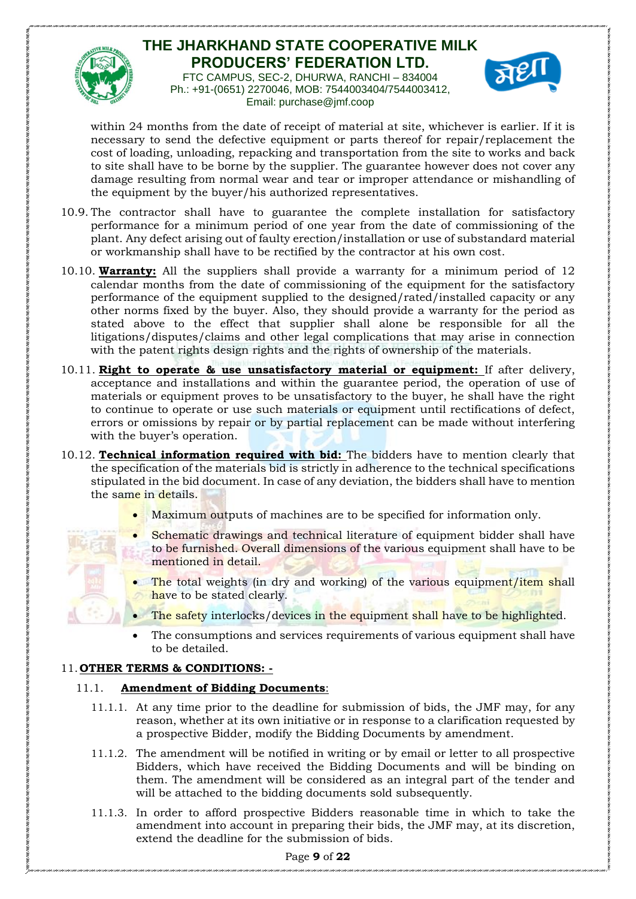within 24 months from the date of receipt of material at site, whichever is earlier. If it is necessary to send the defective equipment or parts thereof for repair/replacement the cost of loading, unloading, repacking and transportation from the site to works and back to site shall have to be borne by the supplier. The guarantee however does not cover any damage resulting from normal wear and tear or improper attendance or mishandling of the equipment by the buyer/his authorized representatives.

10.9. The contractor shall have to guarantee the complete installation for satisfactory performance for a minimum period of one year from the date of commissioning of the plant. Any defect arising out of faulty erection/installation or use of substandard material or workmanship shall have to be rectified by the contractor at his own cost.

10.10. **Warranty:** All the suppliers shall provide a warranty for a minimum period of 12 calendar months from the date of commissioning of the equipment for the satisfactory performance of the equipment supplied to the designed/rated/installed capacity or any other norms fixed by the buyer. Also, they should provide a warranty for the period as stated above to the effect that supplier shall alone be responsible for all the litigations/disputes/claims and other legal complications that may arise in connection with the patent rights design rights and the rights of ownership of the materials.

10.11. **Right to operate & use unsatisfactory material or equipment:** If after delivery, acceptance and installations and within the guarantee period, the operation of use of materials or equipment proves to be unsatisfactory to the buyer, he shall have the right to continue to operate or use such materials or equipment until rectifications of defect, errors or omissions by repair or by partial replacement can be made without interfering with the buyer's operation.

10.12. **Technical information required with bid:** The bidders have to mention clearly that the specification of the materials bid is strictly in adherence to the technical specifications stipulated in the bid document. In case of any deviation, the bidders shall have to mention the same in details.

- Maximum outputs of machines are to be specified for information only.
- Schematic drawings and technical literature of equipment bidder shall have to be furnished. Overall dimensions of the various equipment shall have to be mentioned in detail.
- The total weights (in dry and working) of the various equipment/item shall have to be stated clearly.
- The safety interlocks/devices in the equipment shall have to be highlighted.
- The consumptions and services requirements of various equipment shall have to be detailed.

## 11. OTHER TERMS & CONDITIONS: -

### 11.1. Amendment of Bidding Documents:

11.1.1. At any time prior to the deadline for submission of bids, the JMF may, for any reason, whether at its own initiative or in response to a clarification requested by a prospective Bidder, modify the Bidding Documents by amendment.

11.1.2. The amendment will be notified in writing or by email or letter to all prospective Bidders, which have received the Bidding Documents and will be binding on them. The amendment will be considered as an integral part of the tender and will be attached to the bidding documents sold subsequently.

11.1.3. In order to afford prospective Bidders reasonable time in which to take the amendment into account in preparing their bids, the JMF may, at its discretion, extend the deadline for the submission of bids.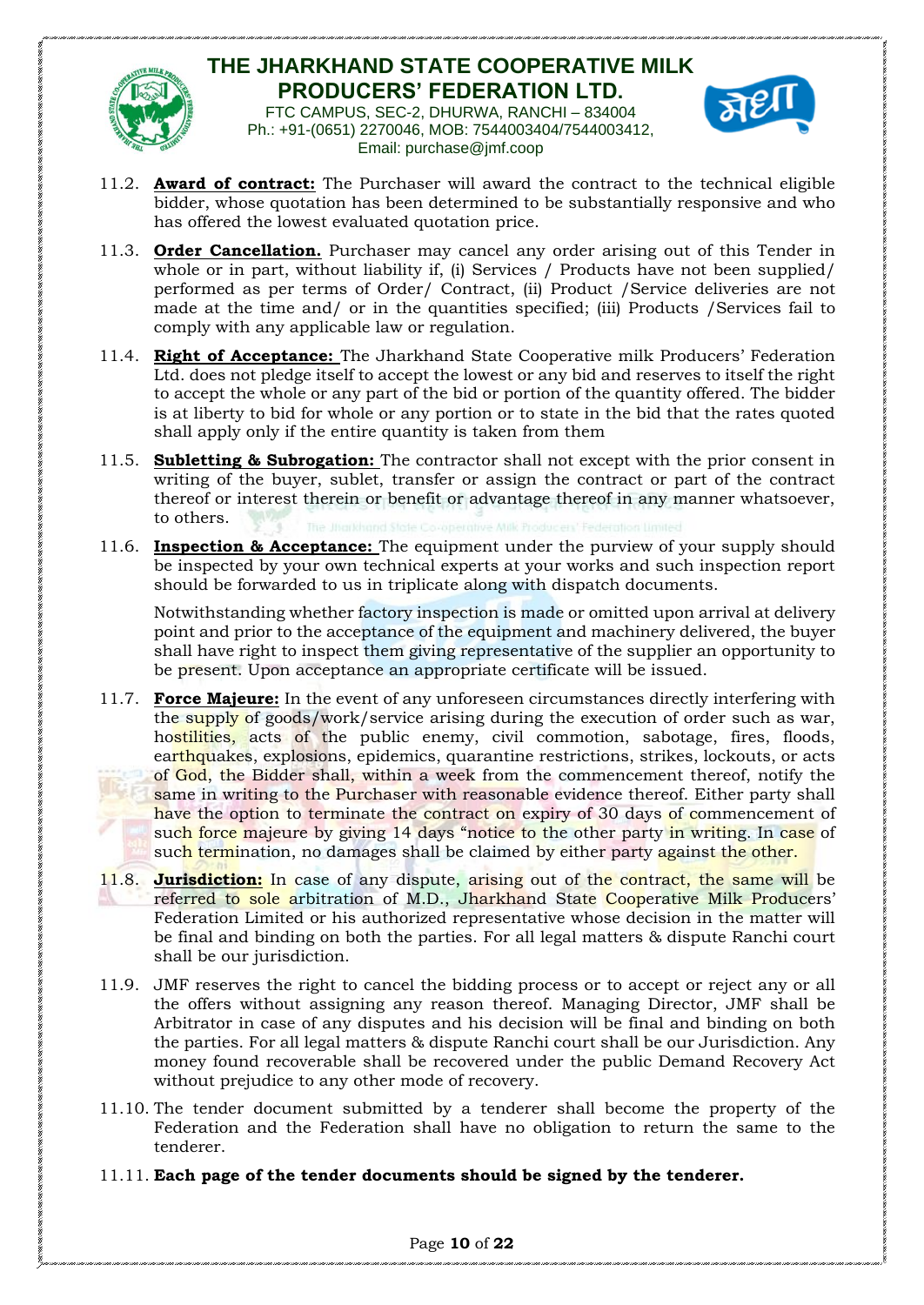11.2. **Award of contract:** The Purchaser will award the contract to the technical eligible bidder, whose quotation has been determined to be substantially responsive and who has offered the lowest evaluated quotation price.

11.3. **Order Cancellation.** Purchaser may cancel any order arising out of this Tender in whole or in part, without liability if, (i) Services / Products have not been supplied/ performed as per terms of Order/ Contract, (ii) Product /Service deliveries are not made at the time and/ or in the quantities specified; (iii) Products /Services fail to comply with any applicable law or regulation.

11.4. **Right of Acceptance:** The Jharkhand State Cooperative milk Producers' Federation Ltd. does not pledge itself to accept the lowest or any bid and reserves to itself the right to accept the whole or any part of the bid or portion of the quantity offered. The bidder is at liberty to bid for whole or any portion or to state in the bid that the rates quoted shall apply only if the entire quantity is taken from them

11.5. **Subletting & Subrogation:** The contractor shall not except with the prior consent in writing of the buyer, sublet, transfer or assign the contract or part of the contract thereof or interest therein or benefit or advantage thereof in any manner whatsoever, to others.

11.6. **Inspection & Acceptance:** The equipment under the purview of your supply should be inspected by your own technical experts at your works and such inspection report should be forwarded to us in triplicate along with dispatch documents.

Notwithstanding whether factory inspection is made or omitted upon arrival at delivery point and prior to the acceptance of the equipment and machinery delivered, the buyer shall have right to inspect them giving representative of the supplier an opportunity to be present. Upon acceptance an appropriate certificate will be issued.

11.7. **Force Majeure:** In the event of any unforeseen circumstances directly interfering with the supply of goods/work/service arising during the execution of order such as war, hostilities, acts of the public enemy, civil commotion, sabotage, fires, floods, earthquakes, explosions, epidemics, quarantine restrictions, strikes, lockouts, or acts of God, the Bidder shall, within a week from the commencement thereof, notify the same in writing to the Purchaser with reasonable evidence thereof. Either party shall have the option to terminate the contract on expiry of 30 days of commencement of such force majeure by giving 14 days "notice to the other party in writing. In case of such termination, no damages shall be claimed by either party against the other.

11.8. **Jurisdiction:** In case of any dispute, arising out of the contract, the same will be referred to sole arbitration of M.D., Jharkhand State Cooperative Milk Producers' Federation Limited or his authorized representative whose decision in the matter will be final and binding on both the parties. For all legal matters & dispute Ranchi court shall be our jurisdiction.

11.9. JMF reserves the right to cancel the bidding process or to accept or reject any or all the offers without assigning any reason thereof. Managing Director, JMF shall be Arbitrator in case of any disputes and his decision will be final and binding on both the parties. For all legal matters & dispute Ranchi court shall be our Jurisdiction. Any money found recoverable shall be recovered under the public Demand Recovery Act without prejudice to any other mode of recovery.

11.10. The tender document submitted by a tenderer shall become the property of the Federation and the Federation shall have no obligation to return the same to the tenderer.

11.11. **Each page of the tender documents should be signed by the tenderer.**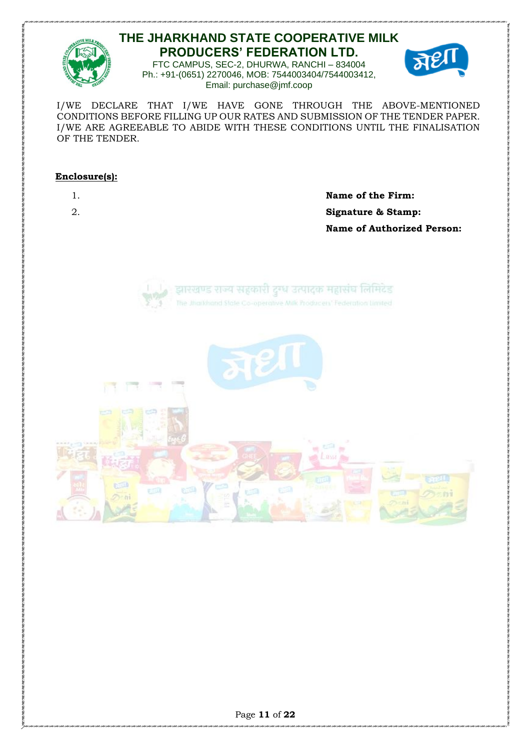I/WE DECLARE THAT I/WE HAVE GONE THROUGH THE ABOVE-MENTIONED CONDITIONS BEFORE FILLING UP OUR RATES AND SUBMISSION OF THE TENDER PAPER. I/WE ARE AGREEABLE TO ABIDE WITH THESE CONDITIONS UNTIL THE FINALISATION OF THE TENDER.

**Enclosure(s):**

1.
2.

**Name of the Firm:**

**Signature & Stamp:**

**Name of Authorized Person:**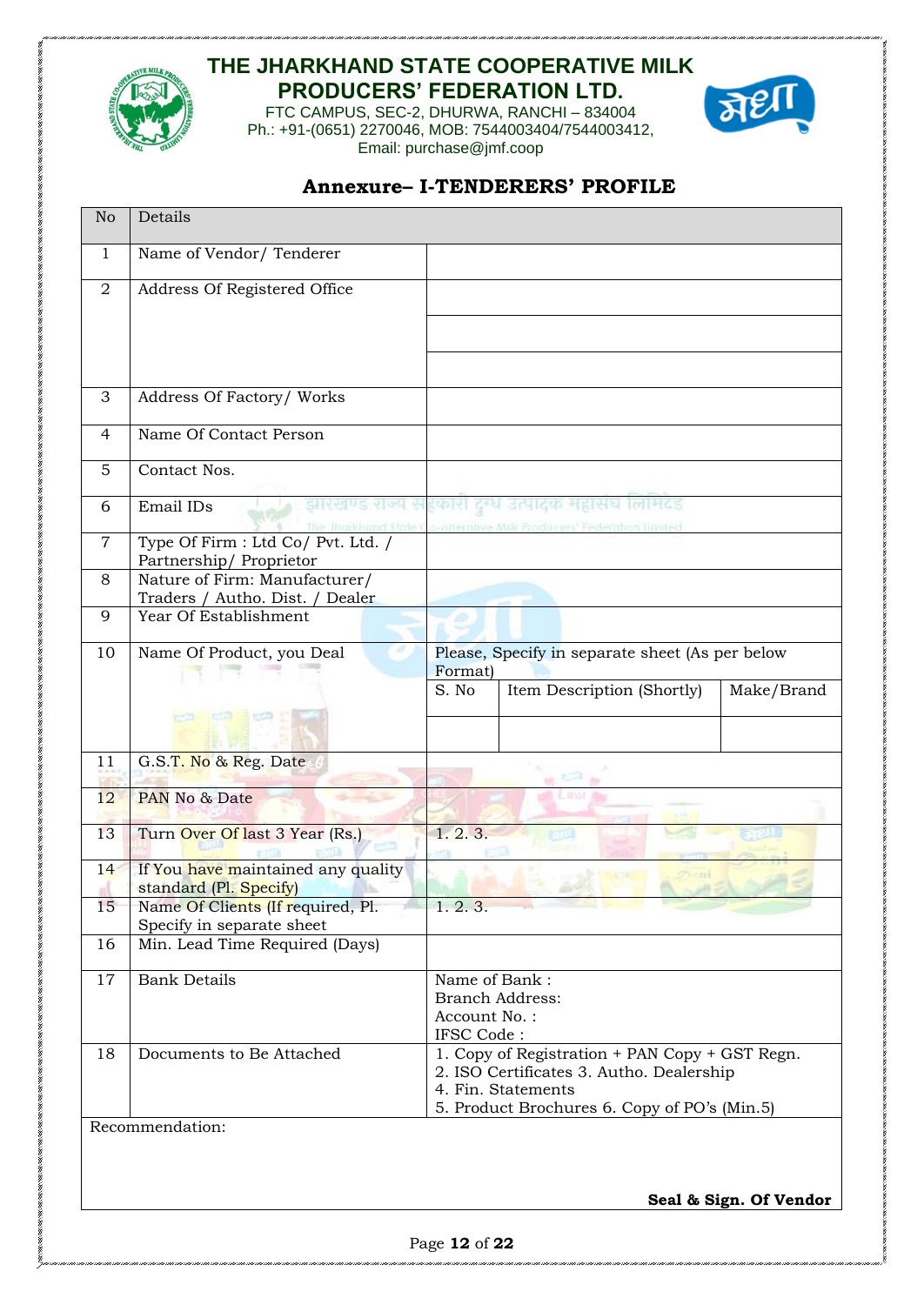# THE JHARKHAND STATE COOPERATIVE MILK PRODUCERS' FEDERATION LTD.

FTC CAMPUS, SEC-2, DHURWA, RANCHI – 834004
Ph.: +91-(0651) 2270046, MOB: 7544003404/7544003412,
Email: purchase@jmf.coop

## Annexure– I-TENDERERS' PROFILE

| No | Details | | | |
|---|---|---|---|---|
| 1 | Name of Vendor/ Tenderer | | | |
| 2 | Address Of Registered Office | | | |
| | | | | |
| | | | | |
| 3 | Address Of Factory/ Works | | | |
| 4 | Name Of Contact Person | | | |
| 5 | Contact Nos. | | | |
| 6 | Email IDs | | | |
| 7 | Type Of Firm : Ltd Co/ Pvt. Ltd. / Partnership/ Proprietor | | | |
| 8 | Nature of Firm: Manufacturer/ Traders / Autho. Dist. / Dealer | | | |
| 9 | Year Of Establishment | | | |
| 10 | Name Of Product, you Deal | Please, Specify in separate sheet (As per below Format) | | |
| | | S. No | Item Description (Shortly) | Make/Brand |
| | | | | |
| 11 | G.S.T. No & Reg. Date | | | |
| 12 | PAN No & Date | | | |
| 13 | Turn Over Of last 3 Year (Rs.) | 1. 2. 3. | | |
| 14 | If You have maintained any quality standard (Pl. Specify) | | | |
| 15 | Name Of Clients (If required, Pl. Specify in separate sheet | 1. 2. 3. | | |
| 16 | Min. Lead Time Required (Days) | | | |
| 17 | Bank Details | Name of Bank :<br>Branch Address:<br>Account No. :<br>IFSC Code : | | |
| 18 | Documents to Be Attached | 1. Copy of Registration + PAN Copy + GST Regn.<br>2. ISO Certificates 3. Autho. Dealership<br>4. Fin. Statements<br>5. Product Brochures 6. Copy of PO's (Min.5) | | |

Recommendation:

**Seal & Sign. Of Vendor**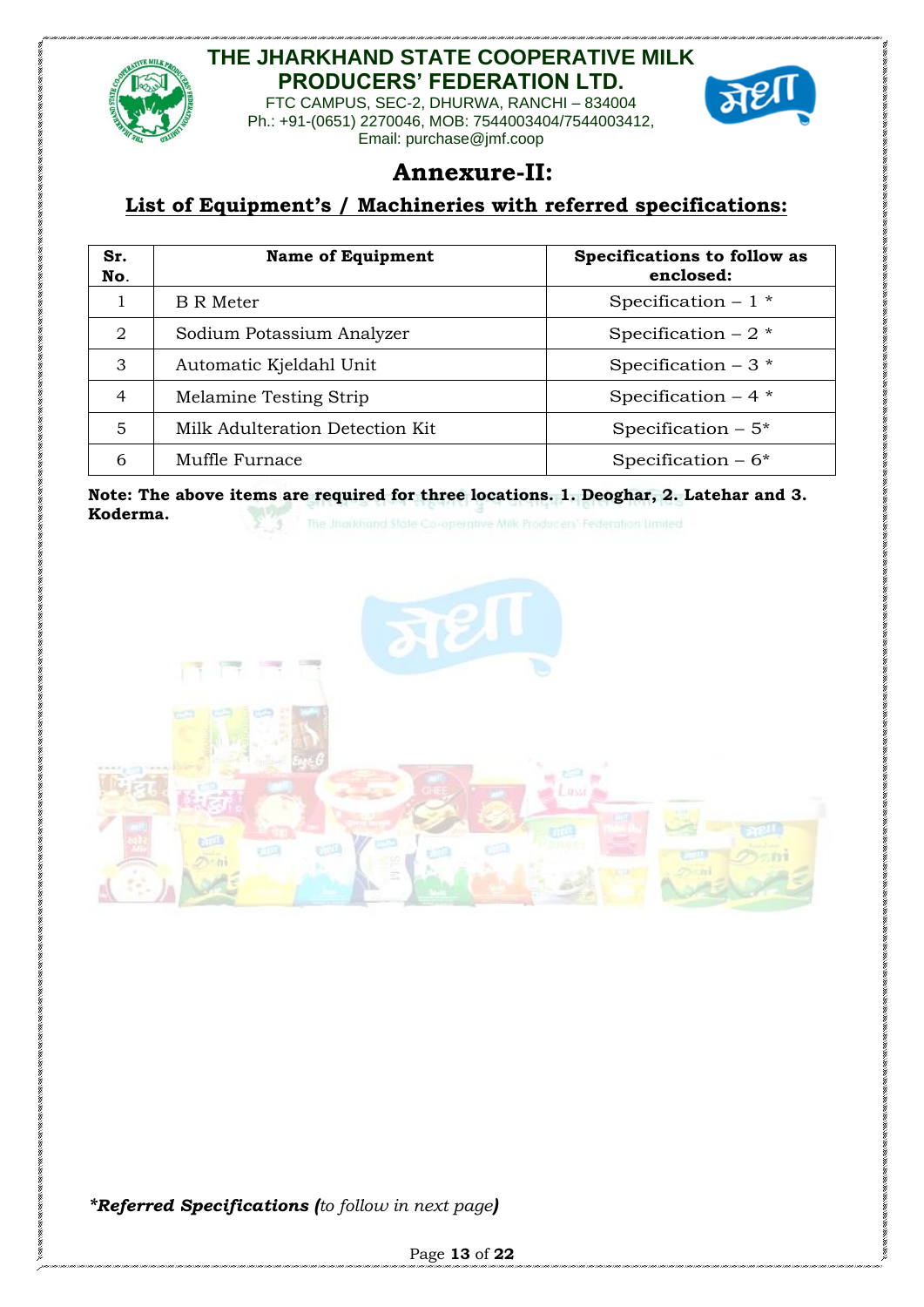# THE JHARKHAND STATE COOPERATIVE MILK PRODUCERS' FEDERATION LTD.

FTC CAMPUS, SEC-2, DHURWA, RANCHI – 834004
Ph.: +91-(0651) 2270046, MOB: 7544003404/7544003412,
Email: purchase@jmf.coop

## Annexure-II:

### List of Equipment's / Machineries with referred specifications:

| Sr. No. | Name of Equipment | Specifications to follow as enclosed: |
|---|---|---|
| 1 | B R Meter | Specification – 1 * |
| 2 | Sodium Potassium Analyzer | Specification – 2 * |
| 3 | Automatic Kjeldahl Unit | Specification – 3 * |
| 4 | Melamine Testing Strip | Specification – 4 * |
| 5 | Milk Adulteration Detection Kit | Specification – 5* |
| 6 | Muffle Furnace | Specification – 6* |

**Note: The above items are required for three locations. 1. Deoghar, 2. Latehar and 3. Koderma.**

***Referred Specifications (*** *to follow in next page* ***)***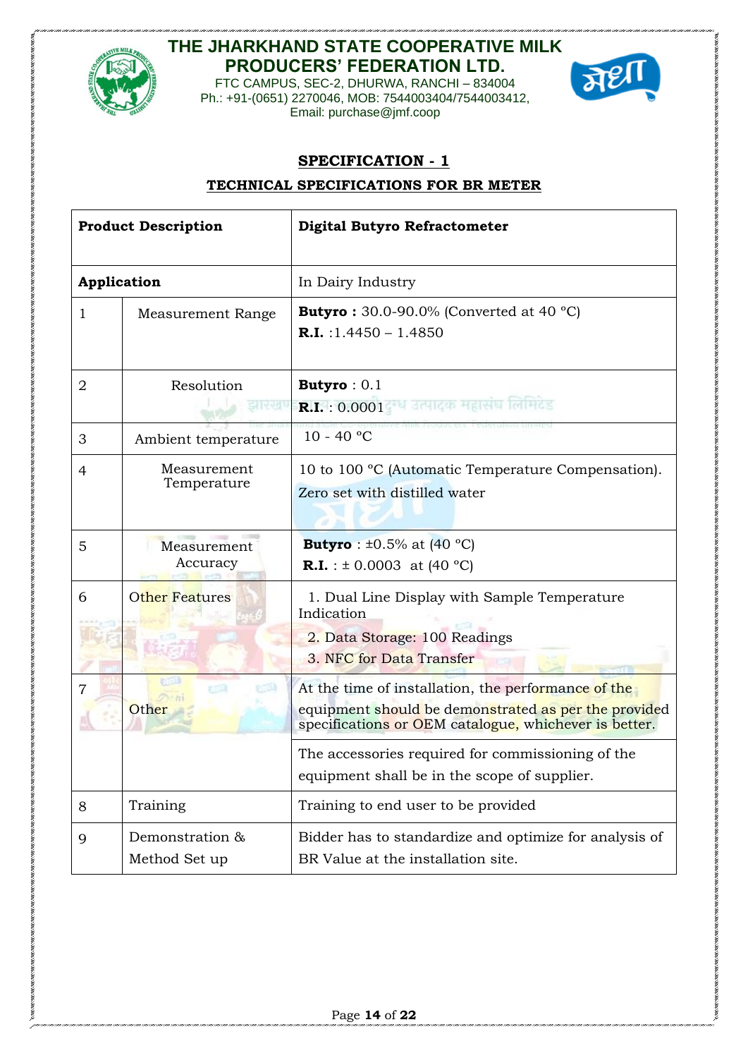# THE JHARKHAND STATE COOPERATIVE MILK PRODUCERS' FEDERATION LTD.

FTC CAMPUS, SEC-2, DHURWA, RANCHI – 834004
Ph.: +91-(0651) 2270046, MOB: 7544003404/7544003412,
Email: purchase@jmf.coop

## SPECIFICATION - 1

### TECHNICAL SPECIFICATIONS FOR BR METER

| **Product Description** | | **Digital Butyro Refractometer** |
|---|---|---|
| **Application** | | In Dairy Industry |
| 1 | Measurement Range | **Butyro :** 30.0-90.0% (Converted at 40 °C)<br>**R.I.** :1.4450 – 1.4850 |
| 2 | Resolution | **Butyro** : 0.1<br>**R.I.** : 0.0001 |
| 3 | Ambient temperature | 10 - 40 °C |
| 4 | Measurement Temperature | 10 to 100 °C (Automatic Temperature Compensation).<br>Zero set with distilled water |
| 5 | Measurement Accuracy | **Butyro** : ±0.5% at (40 °C)<br>**R.I.** : ± 0.0003 at (40 °C) |
| 6 | Other Features | 1. Dual Line Display with Sample Temperature Indication<br>2. Data Storage: 100 Readings<br>3. NFC for Data Transfer |
| 7 | Other | At the time of installation, the performance of the equipment should be demonstrated as per the provided specifications or OEM catalogue, whichever is better. |
| | | The accessories required for commissioning of the equipment shall be in the scope of supplier. |
| 8 | Training | Training to end user to be provided |
| 9 | Demonstration & Method Set up | Bidder has to standardize and optimize for analysis of BR Value at the installation site. |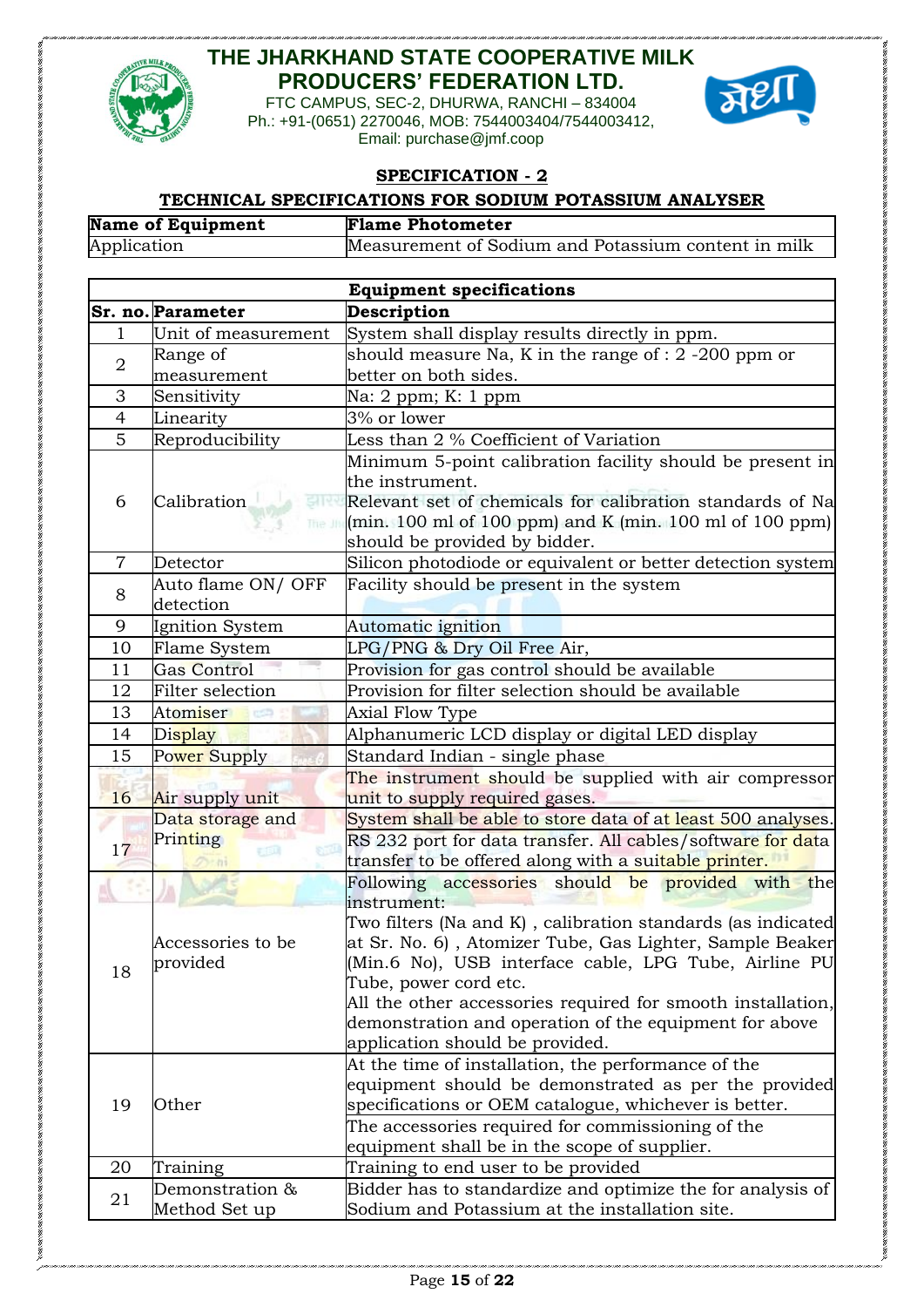# THE JHARKHAND STATE COOPERATIVE MILK PRODUCERS' FEDERATION LTD.

FTC CAMPUS, SEC-2, DHURWA, RANCHI – 834004
Ph.: +91-(0651) 2270046, MOB: 7544003404/7544003412,
Email: purchase@jmf.coop

## SPECIFICATION - 2

### TECHNICAL SPECIFICATIONS FOR SODIUM POTASSIUM ANALYSER

| **Name of Equipment** | **Flame Photometer** |
|---|---|
| Application | Measurement of Sodium and Potassium content in milk |

| **Equipment specifications** | | |
|---|---|---|
| **Sr. no.** | **Parameter** | **Description** |
| 1 | Unit of measurement | System shall display results directly in ppm. |
| 2 | Range of measurement | should measure Na, K in the range of : 2 -200 ppm or better on both sides. |
| 3 | Sensitivity | Na: 2 ppm; K: 1 ppm |
| 4 | Linearity | 3% or lower |
| 5 | Reproducibility | Less than 2 % Coefficient of Variation |
| 6 | Calibration | Minimum 5-point calibration facility should be present in the instrument.<br>Relevant set of chemicals for calibration standards of Na (min. 100 ml of 100 ppm) and K (min. 100 ml of 100 ppm) should be provided by bidder. |
| 7 | Detector | Silicon photodiode or equivalent or better detection system |
| 8 | Auto flame ON/ OFF detection | Facility should be present in the system |
| 9 | Ignition System | Automatic ignition |
| 10 | Flame System | LPG/PNG & Dry Oil Free Air, |
| 11 | Gas Control | Provision for gas control should be available |
| 12 | Filter selection | Provision for filter selection should be available |
| 13 | Atomiser | Axial Flow Type |
| 14 | Display | Alphanumeric LCD display or digital LED display |
| 15 | Power Supply | Standard Indian - single phase |
| 16 | Air supply unit | The instrument should be supplied with air compressor unit to supply required gases. |
| 17 | Data storage and Printing | System shall be able to store data of at least 500 analyses.<br>RS 232 port for data transfer. All cables/software for data transfer to be offered along with a suitable printer. |
| 18 | Accessories to be provided | Following accessories should be provided with the instrument:<br>Two filters (Na and K) , calibration standards (as indicated at Sr. No. 6) , Atomizer Tube, Gas Lighter, Sample Beaker (Min.6 No), USB interface cable, LPG Tube, Airline PU Tube, power cord etc.<br>All the other accessories required for smooth installation, demonstration and operation of the equipment for above application should be provided. |
| 19 | Other | At the time of installation, the performance of the equipment should be demonstrated as per the provided specifications or OEM catalogue, whichever is better.<br>The accessories required for commissioning of the equipment shall be in the scope of supplier. |
| 20 | Training | Training to end user to be provided |
| 21 | Demonstration & Method Set up | Bidder has to standardize and optimize the for analysis of Sodium and Potassium at the installation site. |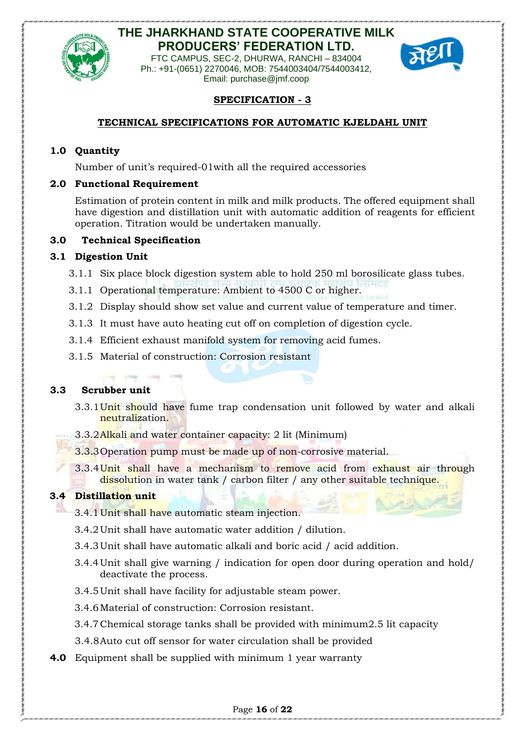# THE JHARKHAND STATE COOPERATIVE MILK PRODUCERS' FEDERATION LTD.

FTC CAMPUS, SEC-2, DHURWA, RANCHI – 834004
Ph.: +91-(0651) 2270046, MOB: 7544003404/7544003412,
Email: purchase@jmf.coop

## SPECIFICATION - 3

## TECHNICAL SPECIFICATIONS FOR AUTOMATIC KJELDAHL UNIT

**1.0 Quantity**

Number of unit's required-01with all the required accessories

**2.0 Functional Requirement**

Estimation of protein content in milk and milk products. The offered equipment shall have digestion and distillation unit with automatic addition of reagents for efficient operation. Titration would be undertaken manually.

**3.0 Technical Specification**

**3.1 Digestion Unit**

3.1.1 Six place block digestion system able to hold 250 ml borosilicate glass tubes.

3.1.1 Operational temperature: Ambient to 4500 C or higher.

3.1.2 Display should show set value and current value of temperature and timer.

3.1.3 It must have auto heating cut off on completion of digestion cycle.

3.1.4 Efficient exhaust manifold system for removing acid fumes.

3.1.5 Material of construction: Corrosion resistant

**3.3 Scrubber unit**

3.3.1 Unit should have fume trap condensation unit followed by water and alkali neutralization.

3.3.2 Alkali and water container capacity: 2 lit (Minimum)

3.3.3 Operation pump must be made up of non-corrosive material.

3.3.4 Unit shall have a mechanism to remove acid from exhaust air through dissolution in water tank / carbon filter / any other suitable technique.

**3.4 Distillation unit**

3.4.1 Unit shall have automatic steam injection.

3.4.2 Unit shall have automatic water addition / dilution.

3.4.3 Unit shall have automatic alkali and boric acid / acid addition.

3.4.4 Unit shall give warning / indication for open door during operation and hold/ deactivate the process.

3.4.5 Unit shall have facility for adjustable steam power.

3.4.6 Material of construction: Corrosion resistant.

3.4.7 Chemical storage tanks shall be provided with minimum2.5 lit capacity

3.4.8 Auto cut off sensor for water circulation shall be provided

**4.0** Equipment shall be supplied with minimum 1 year warranty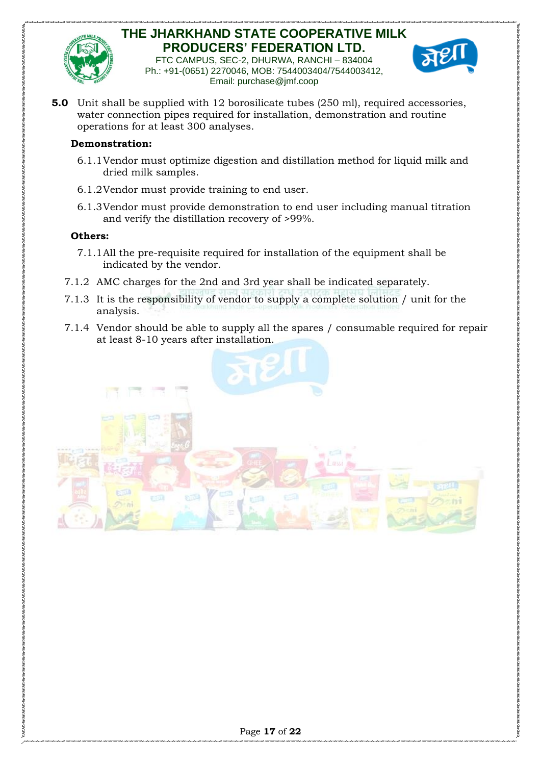**5.0** Unit shall be supplied with 12 borosilicate tubes (250 ml), required accessories, water connection pipes required for installation, demonstration and routine operations for at least 300 analyses.

**Demonstration:**

6.1.1 Vendor must optimize digestion and distillation method for liquid milk and dried milk samples.

6.1.2 Vendor must provide training to end user.

6.1.3 Vendor must provide demonstration to end user including manual titration and verify the distillation recovery of >99%.

**Others:**

7.1.1 All the pre-requisite required for installation of the equipment shall be indicated by the vendor.

7.1.2 AMC charges for the 2nd and 3rd year shall be indicated separately.

7.1.3 It is the responsibility of vendor to supply a complete solution / unit for the analysis.

7.1.4 Vendor should be able to supply all the spares / consumable required for repair at least 8-10 years after installation.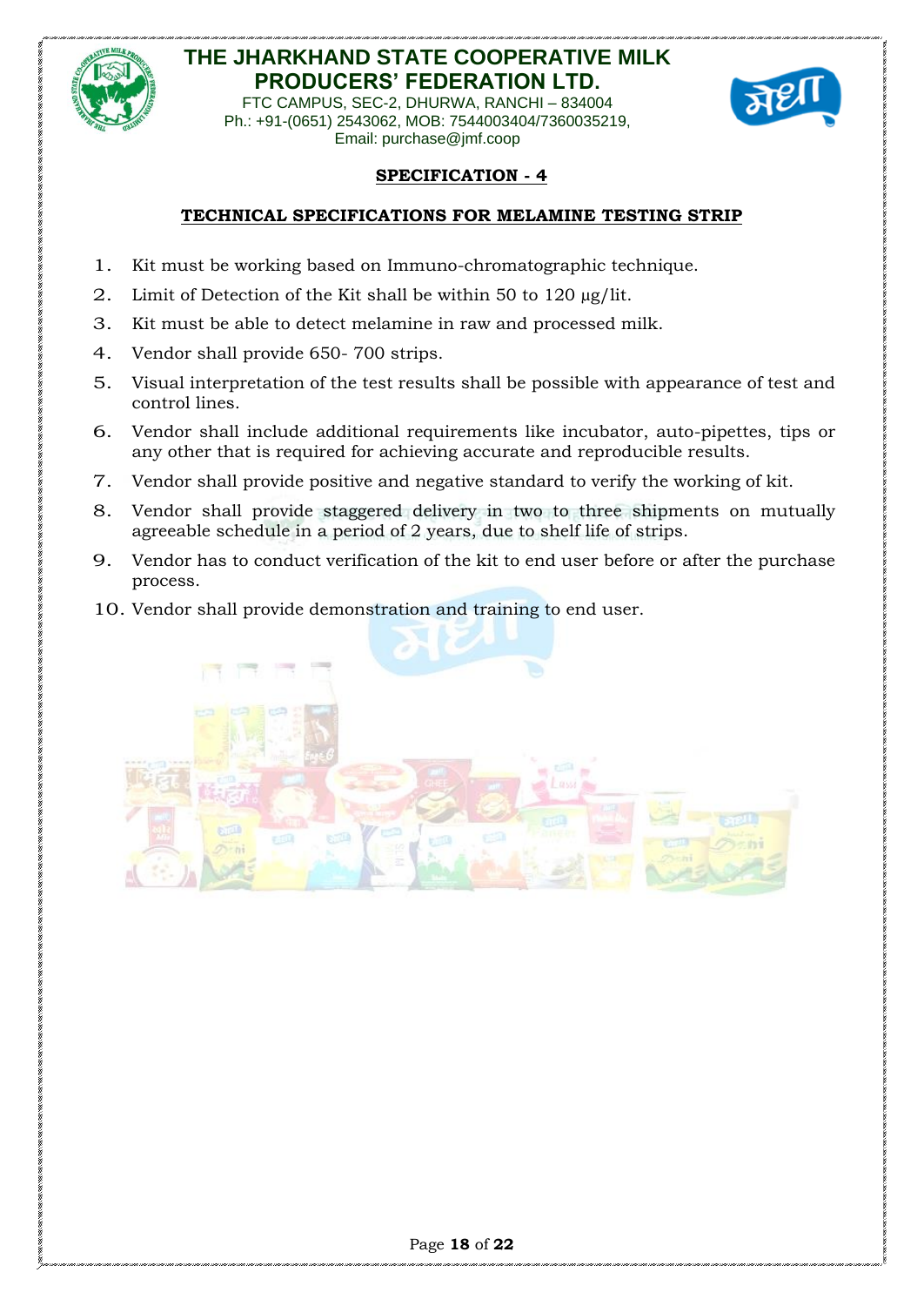# THE JHARKHAND STATE COOPERATIVE MILK PRODUCERS' FEDERATION LTD.

FTC CAMPUS, SEC-2, DHURWA, RANCHI – 834004
Ph.: +91-(0651) 2543062, MOB: 7544003404/7360035219,
Email: purchase@jmf.coop

## SPECIFICATION - 4

### TECHNICAL SPECIFICATIONS FOR MELAMINE TESTING STRIP

1. Kit must be working based on Immuno-chromatographic technique.
2. Limit of Detection of the Kit shall be within 50 to 120 μg/lit.
3. Kit must be able to detect melamine in raw and processed milk.
4. Vendor shall provide 650- 700 strips.
5. Visual interpretation of the test results shall be possible with appearance of test and control lines.
6. Vendor shall include additional requirements like incubator, auto-pipettes, tips or any other that is required for achieving accurate and reproducible results.
7. Vendor shall provide positive and negative standard to verify the working of kit.
8. Vendor shall provide staggered delivery in two to three shipments on mutually agreeable schedule in a period of 2 years, due to shelf life of strips.
9. Vendor has to conduct verification of the kit to end user before or after the purchase process.
10. Vendor shall provide demonstration and training to end user.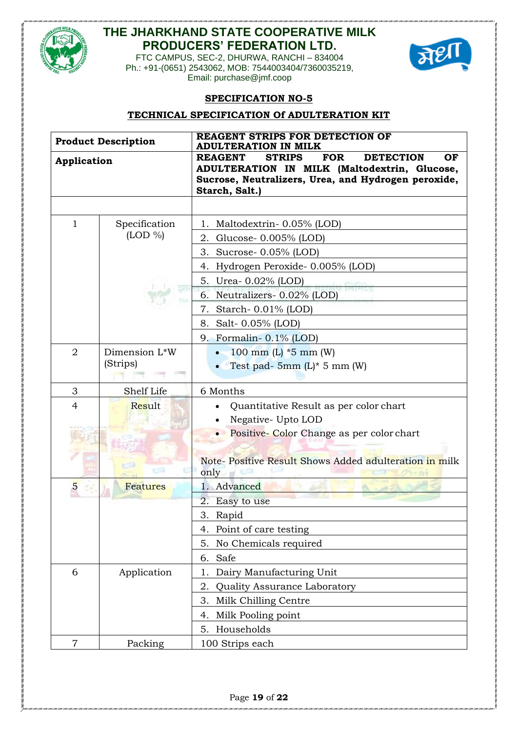# THE JHARKHAND STATE COOPERATIVE MILK PRODUCERS' FEDERATION LTD.

FTC CAMPUS, SEC-2, DHURWA, RANCHI – 834004
Ph.: +91-(0651) 2543062, MOB: 7544003404/7360035219,
Email: purchase@jmf.coop

## SPECIFICATION NO-5

## TECHNICAL SPECIFICATION Of ADULTERATION KIT

| Product Description | | REAGENT STRIPS FOR DETECTION OF ADULTERATION IN MILK |
|---|---|---|
| Application | | REAGENT STRIPS FOR DETECTION OF ADULTERATION IN MILK (Maltodextrin, Glucose, Sucrose, Neutralizers, Urea, and Hydrogen peroxide, Starch, Salt.) |
| | | |
| 1 | Specification (LOD %) | 1. Maltodextrin- 0.05% (LOD) |
| | | 2. Glucose- 0.005% (LOD) |
| | | 3. Sucrose- 0.05% (LOD) |
| | | 4. Hydrogen Peroxide- 0.005% (LOD) |
| | | 5. Urea- 0.02% (LOD) |
| | | 6. Neutralizers- 0.02% (LOD) |
| | | 7. Starch- 0.01% (LOD) |
| | | 8. Salt- 0.05% (LOD) |
| | | 9. Formalin- 0.1% (LOD) |
| 2 | Dimension L*W (Strips) | • 100 mm (L) *5 mm (W)<br>• Test pad- 5mm (L)* 5 mm (W) |
| 3 | Shelf Life | 6 Months |
| 4 | Result | • Quantitative Result as per color chart<br>• Negative- Upto LOD<br>• Positive- Color Change as per color chart<br><br>Note- Positive Result Shows Added adulteration in milk only |
| 5 | Features | 1. Advanced |
| | | 2. Easy to use |
| | | 3. Rapid |
| | | 4. Point of care testing |
| | | 5. No Chemicals required |
| | | 6. Safe |
| 6 | Application | 1. Dairy Manufacturing Unit |
| | | 2. Quality Assurance Laboratory |
| | | 3. Milk Chilling Centre |
| | | 4. Milk Pooling point |
| | | 5. Households |
| 7 | Packing | 100 Strips each |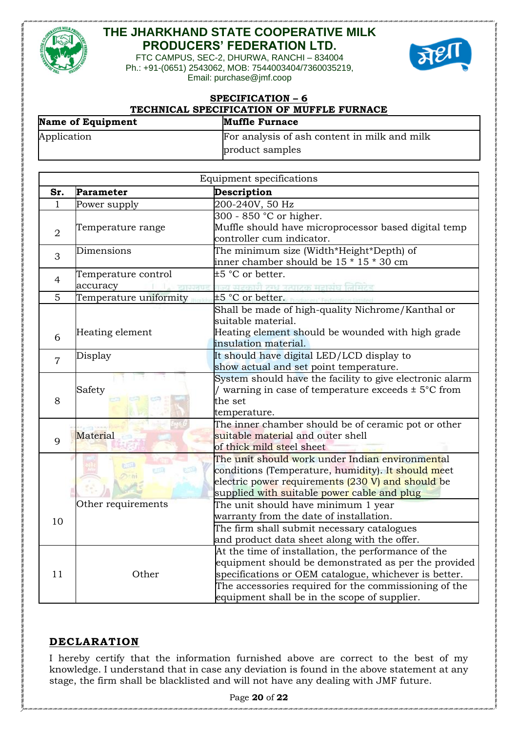# THE JHARKHAND STATE COOPERATIVE MILK PRODUCERS' FEDERATION LTD.

FTC CAMPUS, SEC-2, DHURWA, RANCHI – 834004
Ph.: +91-(0651) 2543062, MOB: 7544003404/7360035219,
Email: purchase@jmf.coop

## SPECIFICATION – 6

## TECHNICAL SPECIFICATION OF MUFFLE FURNACE

| **Name of Equipment** | **Muffle Furnace** |
|---|---|
| Application | For analysis of ash content in milk and milk product samples |

| Equipment specifications | | |
|---|---|---|
| **Sr.** | **Parameter** | **Description** |
| 1 | Power supply | 200-240V, 50 Hz |
| 2 | Temperature range | 300 - 850 °C or higher. Muffle should have microprocessor based digital temp controller cum indicator. |
| 3 | Dimensions | The minimum size (Width*Height*Depth) of inner chamber should be 15 * 15 * 30 cm |
| 4 | Temperature control accuracy | ±5 °C or better. |
| 5 | Temperature uniformity | ±5 °C or better. |
| 6 | Heating element | Shall be made of high-quality Nichrome/Kanthal or suitable material. Heating element should be wounded with high grade insulation material. |
| 7 | Display | It should have digital LED/LCD display to show actual and set point temperature. |
| 8 | Safety | System should have the facility to give electronic alarm / warning in case of temperature exceeds ± 5°C from the set temperature. |
| 9 | Material | The inner chamber should be of ceramic pot or other suitable material and outer shell of thick mild steel sheet |
| 10 | Other requirements | The unit should work under Indian environmental conditions (Temperature, humidity). It should meet electric power requirements (230 V) and should be supplied with suitable power cable and plug |
| | | The unit should have minimum 1 year warranty from the date of installation. |
| | | The firm shall submit necessary catalogues and product data sheet along with the offer. |
| 11 | Other | At the time of installation, the performance of the equipment should be demonstrated as per the provided specifications or OEM catalogue, whichever is better. |
| | | The accessories required for the commissioning of the equipment shall be in the scope of supplier. |

## DECLARATION

I hereby certify that the information furnished above are correct to the best of my knowledge. I understand that in case any deviation is found in the above statement at any stage, the firm shall be blacklisted and will not have any dealing with JMF future.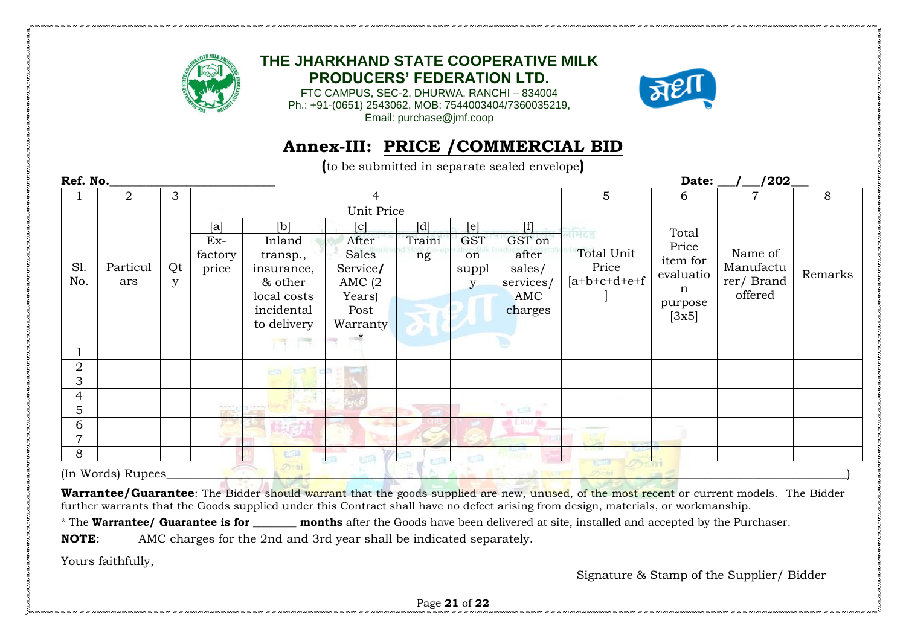**THE JHARKHAND STATE COOPERATIVE MILK PRODUCERS' FEDERATION LTD.**

FTC CAMPUS, SEC-2, DHURWA, RANCHI – 834004
Ph.: +91-(0651) 2543062, MOB: 7544003404/7360035219,
Email: purchase@jmf.coop

# Annex-III: PRICE /COMMERCIAL BID

**(**to be submitted in separate sealed envelope**)**

**Ref. No.**___________________________ **Date:** ___/___/202___

| 1 | 2 | 3 | 4 | | | | | | 5 | 6 | 7 | 8 |
|---|---|---|---|---|---|---|---|---|---|---|---|---|
| | | | Unit Price | | | | | | | | | |
| Sl. No. | Particulars | Qty | [a] Ex-factory price | [b] Inland transp., insurance, & other local costs incidental to delivery | [c] After Sales Service/ AMC (2 Years) Post Warranty * | [d] Training | [e] GST on supply | [f] GST on after sales/ services/ AMC charges | Total Unit Price [a+b+c+d+e+f] | Total Price item for evaluation purpose [3x5] | Name of Manufacturer/ Brand offered | Remarks |
| 1 | | | | | | | | | | | | |
| 2 | | | | | | | | | | | | |
| 3 | | | | | | | | | | | | |
| 4 | | | | | | | | | | | | |
| 5 | | | | | | | | | | | | |
| 6 | | | | | | | | | | | | |
| 7 | | | | | | | | | | | | |
| 8 | | | | | | | | | | | | |

(In Words) Rupees____________________________________________________________________________________________)

**Warrantee/Guarantee**: The Bidder should warrant that the goods supplied are new, unused, of the most recent or current models. The Bidder further warrants that the Goods supplied under this Contract shall have no defect arising from design, materials, or workmanship.

* The **Warrantee/ Guarantee is for** _______ **months** after the Goods have been delivered at site, installed and accepted by the Purchaser.

**NOTE**: AMC charges for the 2nd and 3rd year shall be indicated separately.

Yours faithfully,

Signature & Stamp of the Supplier/ Bidder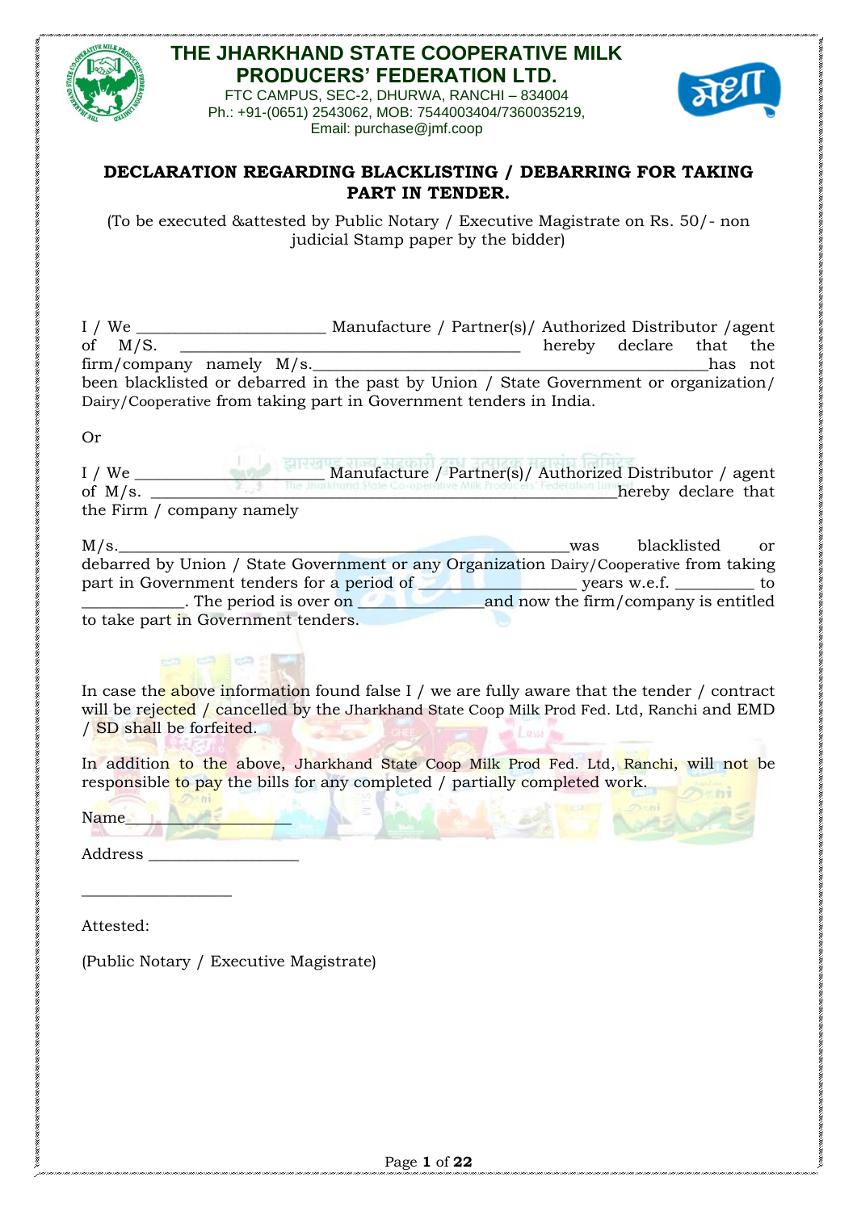# THE JHARKHAND STATE COOPERATIVE MILK PRODUCERS' FEDERATION LTD.

FTC CAMPUS, SEC-2, DHURWA, RANCHI – 834004
Ph.: +91-(0651) 2543062, MOB: 7544003404/7360035219,
Email: purchase@jmf.coop

## DECLARATION REGARDING BLACKLISTING / DEBARRING FOR TAKING PART IN TENDER.

(To be executed &attested by Public Notary / Executive Magistrate on Rs. 50/- non judicial Stamp paper by the bidder)

I / We ______________________ Manufacture / Partner(s)/ Authorized Distributor /agent of M/S. ________________________________________ hereby declare that the firm/company namely M/s.______________________________________________has not been blacklisted or debarred in the past by Union / State Government or organization/ Dairy/Cooperative from taking part in Government tenders in India.

Or

I / We ______________________ Manufacture / Partner(s)/ Authorized Distributor / agent of M/s. ______________________________________________________hereby declare that the Firm / company namely

M/s.______________________________________________________was blacklisted or debarred by Union / State Government or any Organization Dairy/Cooperative from taking part in Government tenders for a period of __________________ years w.e.f. _________ to ____________. The period is over on ______________and now the firm/company is entitled to take part in Government tenders.

In case the above information found false I / we are fully aware that the tender / contract will be rejected / cancelled by the Jharkhand State Coop Milk Prod Fed. Ltd, Ranchi and EMD / SD shall be forfeited.

In addition to the above, Jharkhand State Coop Milk Prod Fed. Ltd, Ranchi, will not be responsible to pay the bills for any completed / partially completed work.

Name___________________

Address __________________

__________________

Attested:

(Public Notary / Executive Magistrate)